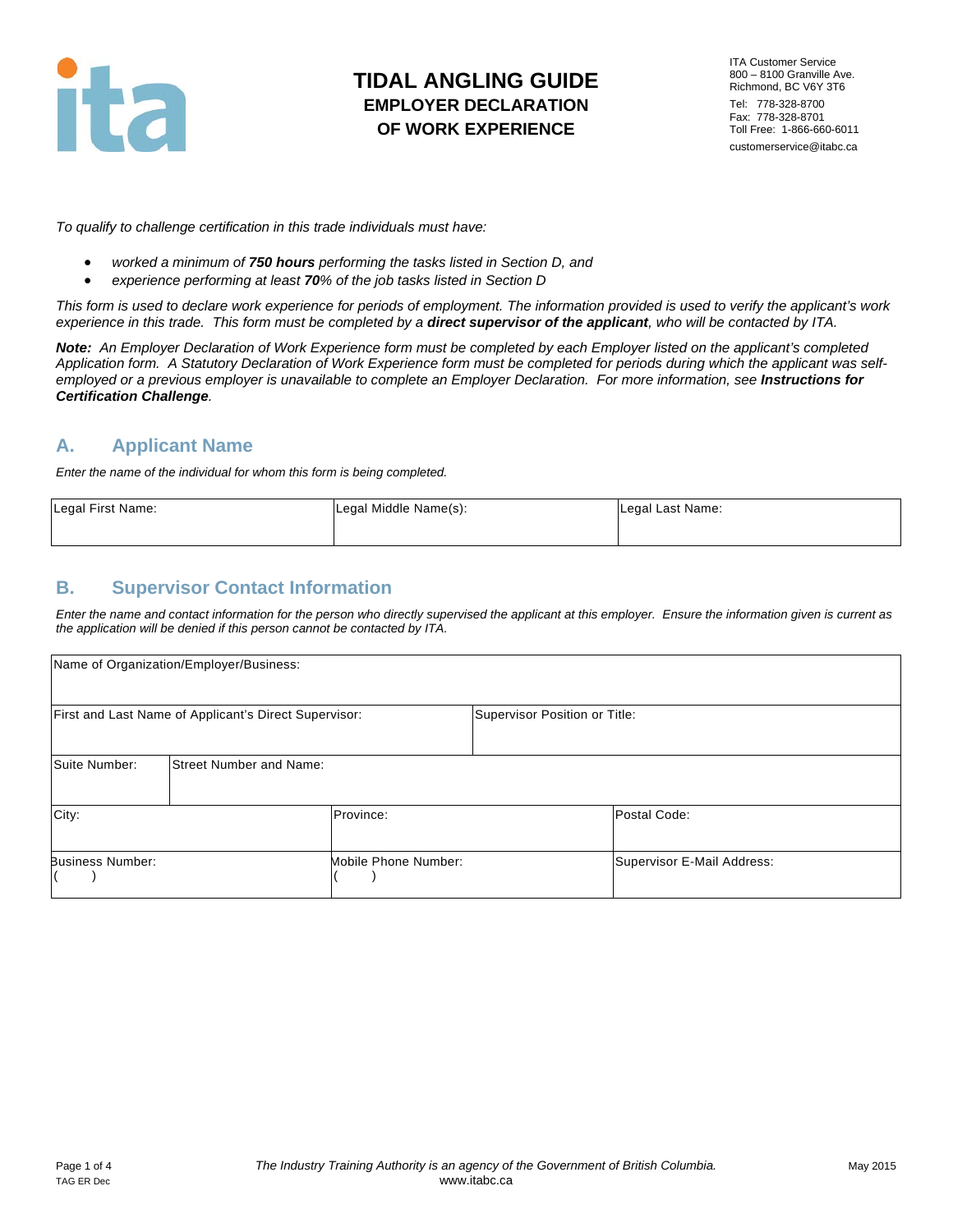# TIDAL ANGLING GUIDE
## EMPLOYER DECLARATION OF WORK EXPERIENCE

ITA Customer Service
800 – 8100 Granville Ave.
Richmond, BC V6Y 3T6
Tel: 778-328-8700
Fax: 778-328-8701
Toll Free: 1-866-660-6011
customerservice@itabc.ca

*To qualify to challenge certification in this trade individuals must have:*

- *worked a minimum of **750 hours** performing the tasks listed in Section D, and*
- *experience performing at least **70**% of the job tasks listed in Section D*

*This form is used to declare work experience for periods of employment. The information provided is used to verify the applicant's work experience in this trade. This form must be completed by a **direct supervisor of the applicant**, who will be contacted by ITA.*

***Note:** An Employer Declaration of Work Experience form must be completed by each Employer listed on the applicant's completed Application form. A Statutory Declaration of Work Experience form must be completed for periods during which the applicant was self-employed or a previous employer is unavailable to complete an Employer Declaration. For more information, see **Instructions for Certification Challenge**.*

## A. Applicant Name

*Enter the name of the individual for whom this form is being completed.*

| Legal First Name: | Legal Middle Name(s): | Legal Last Name: |
|---|---|---|
| | | |

## B. Supervisor Contact Information

*Enter the name and contact information for the person who directly supervised the applicant at this employer. Ensure the information given is current as the application will be denied if this person cannot be contacted by ITA.*

| Name of Organization/Employer/Business: | | |
|---|---|---|
| First and Last Name of Applicant's Direct Supervisor: | Supervisor Position or Title: | |
| Suite Number: | Street Number and Name: | |
| City: | Province: | Postal Code: |
| Business Number: ( ) | Mobile Phone Number: ( ) | Supervisor E-Mail Address: |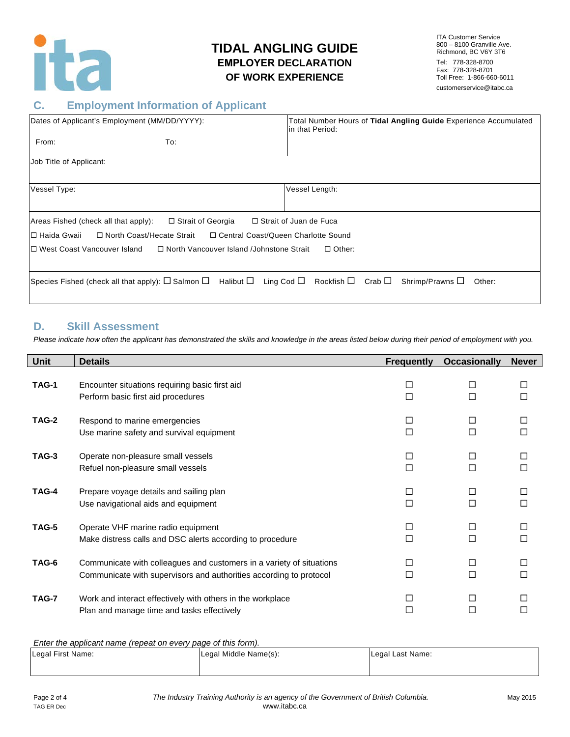# TIDAL ANGLING GUIDE
## EMPLOYER DECLARATION OF WORK EXPERIENCE

ITA Customer Service
800 – 8100 Granville Ave.
Richmond, BC V6Y 3T6
Tel: 778-328-8700
Fax: 778-328-8701
Toll Free: 1-866-660-6011
customerservice@itabc.ca

## C. Employment Information of Applicant

| Dates of Applicant's Employment (MM/DD/YYYY): From: To: | Total Number Hours of **Tidal Angling Guide** Experience Accumulated in that Period: |
|---|---|
| Job Title of Applicant: | |
| Vessel Type: | Vessel Length: |

Areas Fished (check all that apply): ☐ Strait of Georgia ☐ Strait of Juan de Fuca
☐ Haida Gwaii ☐ North Coast/Hecate Strait ☐ Central Coast/Queen Charlotte Sound
☐ West Coast Vancouver Island ☐ North Vancouver Island /Johnstone Strait ☐ Other:

Species Fished (check all that apply): ☐ Salmon ☐ Halibut ☐ Ling Cod ☐ Rockfish ☐ Crab ☐ Shrimp/Prawns ☐ Other:

## D. Skill Assessment

*Please indicate how often the applicant has demonstrated the skills and knowledge in the areas listed below during their period of employment with you.*

| Unit | Details | Frequently | Occasionally | Never |
|---|---|---|---|---|
| **TAG-1** | Encounter situations requiring basic first aid | ☐ | ☐ | ☐ |
| | Perform basic first aid procedures | ☐ | ☐ | ☐ |
| **TAG-2** | Respond to marine emergencies | ☐ | ☐ | ☐ |
| | Use marine safety and survival equipment | ☐ | ☐ | ☐ |
| **TAG-3** | Operate non-pleasure small vessels | ☐ | ☐ | ☐ |
| | Refuel non-pleasure small vessels | ☐ | ☐ | ☐ |
| **TAG-4** | Prepare voyage details and sailing plan | ☐ | ☐ | ☐ |
| | Use navigational aids and equipment | ☐ | ☐ | ☐ |
| **TAG-5** | Operate VHF marine radio equipment | ☐ | ☐ | ☐ |
| | Make distress calls and DSC alerts according to procedure | ☐ | ☐ | ☐ |
| **TAG-6** | Communicate with colleagues and customers in a variety of situations | ☐ | ☐ | ☐ |
| | Communicate with supervisors and authorities according to protocol | ☐ | ☐ | ☐ |
| **TAG-7** | Work and interact effectively with others in the workplace | ☐ | ☐ | ☐ |
| | Plan and manage time and tasks effectively | ☐ | ☐ | ☐ |

*Enter the applicant name (repeat on every page of this form).*

| Legal First Name: | Legal Middle Name(s): | Legal Last Name: |
|---|---|---|
| | | |

TAG ER Dec

*The Industry Training Authority is an agency of the Government of British Columbia.*
www.itabc.ca

May 2015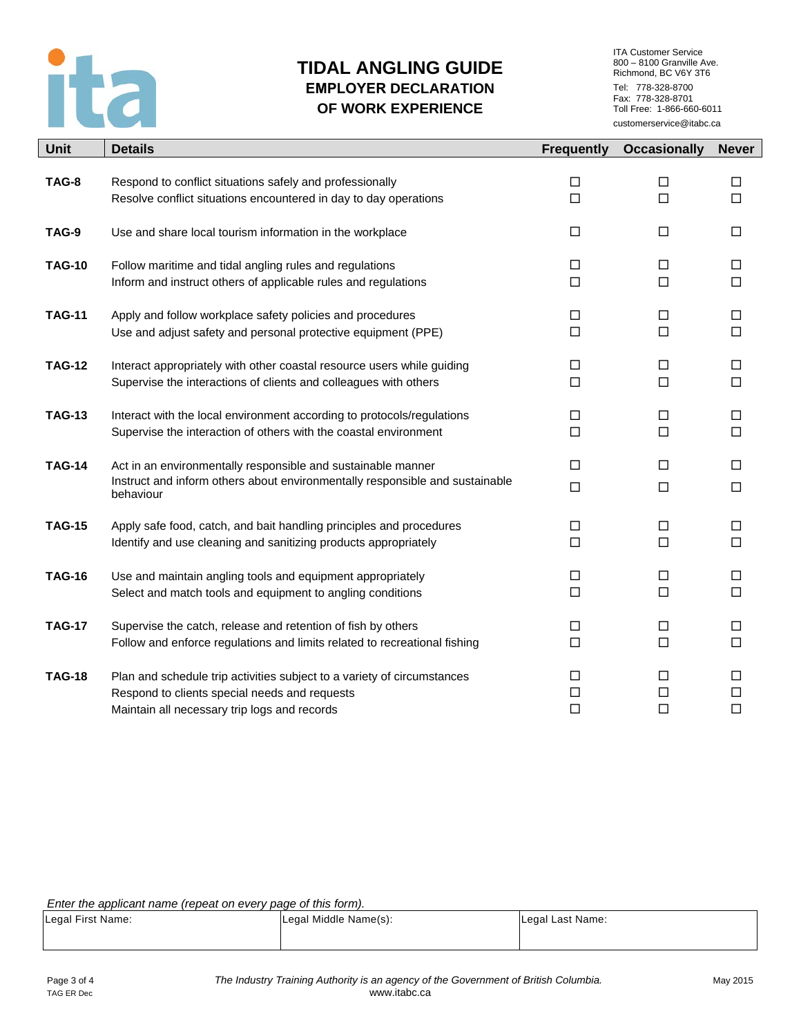# TIDAL ANGLING GUIDE
## EMPLOYER DECLARATION OF WORK EXPERIENCE

ITA Customer Service
800 – 8100 Granville Ave.
Richmond, BC V6Y 3T6
Tel: 778-328-8700
Fax: 778-328-8701
Toll Free: 1-866-660-6011
customerservice@itabc.ca

| Unit | Details | Frequently | Occasionally | Never |
|---|---|---|---|---|
| TAG-8 | Respond to conflict situations safely and professionally | ☐ | ☐ | ☐ |
| | Resolve conflict situations encountered in day to day operations | ☐ | ☐ | ☐ |
| TAG-9 | Use and share local tourism information in the workplace | ☐ | ☐ | ☐ |
| TAG-10 | Follow maritime and tidal angling rules and regulations | ☐ | ☐ | ☐ |
| | Inform and instruct others of applicable rules and regulations | ☐ | ☐ | ☐ |
| TAG-11 | Apply and follow workplace safety policies and procedures | ☐ | ☐ | ☐ |
| | Use and adjust safety and personal protective equipment (PPE) | ☐ | ☐ | ☐ |
| TAG-12 | Interact appropriately with other coastal resource users while guiding | ☐ | ☐ | ☐ |
| | Supervise the interactions of clients and colleagues with others | ☐ | ☐ | ☐ |
| TAG-13 | Interact with the local environment according to protocols/regulations | ☐ | ☐ | ☐ |
| | Supervise the interaction of others with the coastal environment | ☐ | ☐ | ☐ |
| TAG-14 | Act in an environmentally responsible and sustainable manner | ☐ | ☐ | ☐ |
| | Instruct and inform others about environmentally responsible and sustainable behaviour | ☐ | ☐ | ☐ |
| TAG-15 | Apply safe food, catch, and bait handling principles and procedures | ☐ | ☐ | ☐ |
| | Identify and use cleaning and sanitizing products appropriately | ☐ | ☐ | ☐ |
| TAG-16 | Use and maintain angling tools and equipment appropriately | ☐ | ☐ | ☐ |
| | Select and match tools and equipment to angling conditions | ☐ | ☐ | ☐ |
| TAG-17 | Supervise the catch, release and retention of fish by others | ☐ | ☐ | ☐ |
| | Follow and enforce regulations and limits related to recreational fishing | ☐ | ☐ | ☐ |
| TAG-18 | Plan and schedule trip activities subject to a variety of circumstances | ☐ | ☐ | ☐ |
| | Respond to clients special needs and requests | ☐ | ☐ | ☐ |
| | Maintain all necessary trip logs and records | ☐ | ☐ | ☐ |

*Enter the applicant name (repeat on every page of this form).*

| Legal First Name: | Legal Middle Name(s): | Legal Last Name: |
|---|---|---|
| | | |

TAG ER Dec

*The Industry Training Authority is an agency of the Government of British Columbia.*
www.itabc.ca

May 2015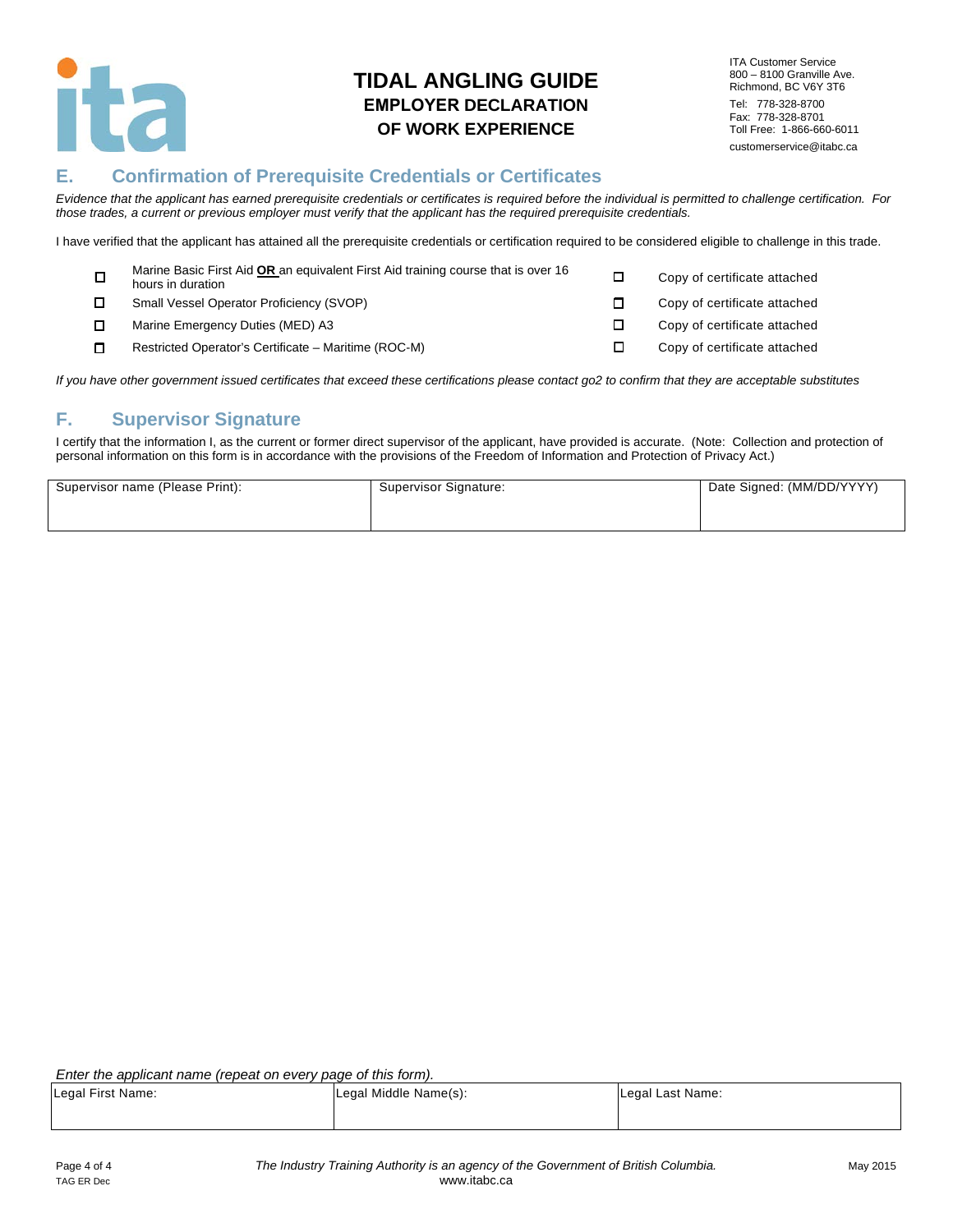# TIDAL ANGLING GUIDE
## EMPLOYER DECLARATION OF WORK EXPERIENCE

ITA Customer Service
800 – 8100 Granville Ave.
Richmond, BC V6Y 3T6
Tel: 778-328-8700
Fax: 778-328-8701
Toll Free: 1-866-660-6011
customerservice@itabc.ca

## E. Confirmation of Prerequisite Credentials or Certificates

*Evidence that the applicant has earned prerequisite credentials or certificates is required before the individual is permitted to challenge certification. For those trades, a current or previous employer must verify that the applicant has the required prerequisite credentials.*

I have verified that the applicant has attained all the prerequisite credentials or certification required to be considered eligible to challenge in this trade.

| | | | |
|---|---|---|---|
| ☐ | Marine Basic First Aid **OR** an equivalent First Aid training course that is over 16 hours in duration | ☐ | Copy of certificate attached |
| ☐ | Small Vessel Operator Proficiency (SVOP) | ☐ | Copy of certificate attached |
| ☐ | Marine Emergency Duties (MED) A3 | ☐ | Copy of certificate attached |
| ☐ | Restricted Operator's Certificate – Maritime (ROC-M) | ☐ | Copy of certificate attached |

*If you have other government issued certificates that exceed these certifications please contact go2 to confirm that they are acceptable substitutes*

## F. Supervisor Signature

I certify that the information I, as the current or former direct supervisor of the applicant, have provided is accurate. (Note: Collection and protection of personal information on this form is in accordance with the provisions of the Freedom of Information and Protection of Privacy Act.)

| Supervisor name (Please Print): | Supervisor Signature: | Date Signed: (MM/DD/YYYY) |
|---|---|---|
| | | |

*Enter the applicant name (repeat on every page of this form).*

| Legal First Name: | Legal Middle Name(s): | Legal Last Name: |
|---|---|---|
| | | |

*The Industry Training Authority is an agency of the Government of British Columbia.*
www.itabc.ca